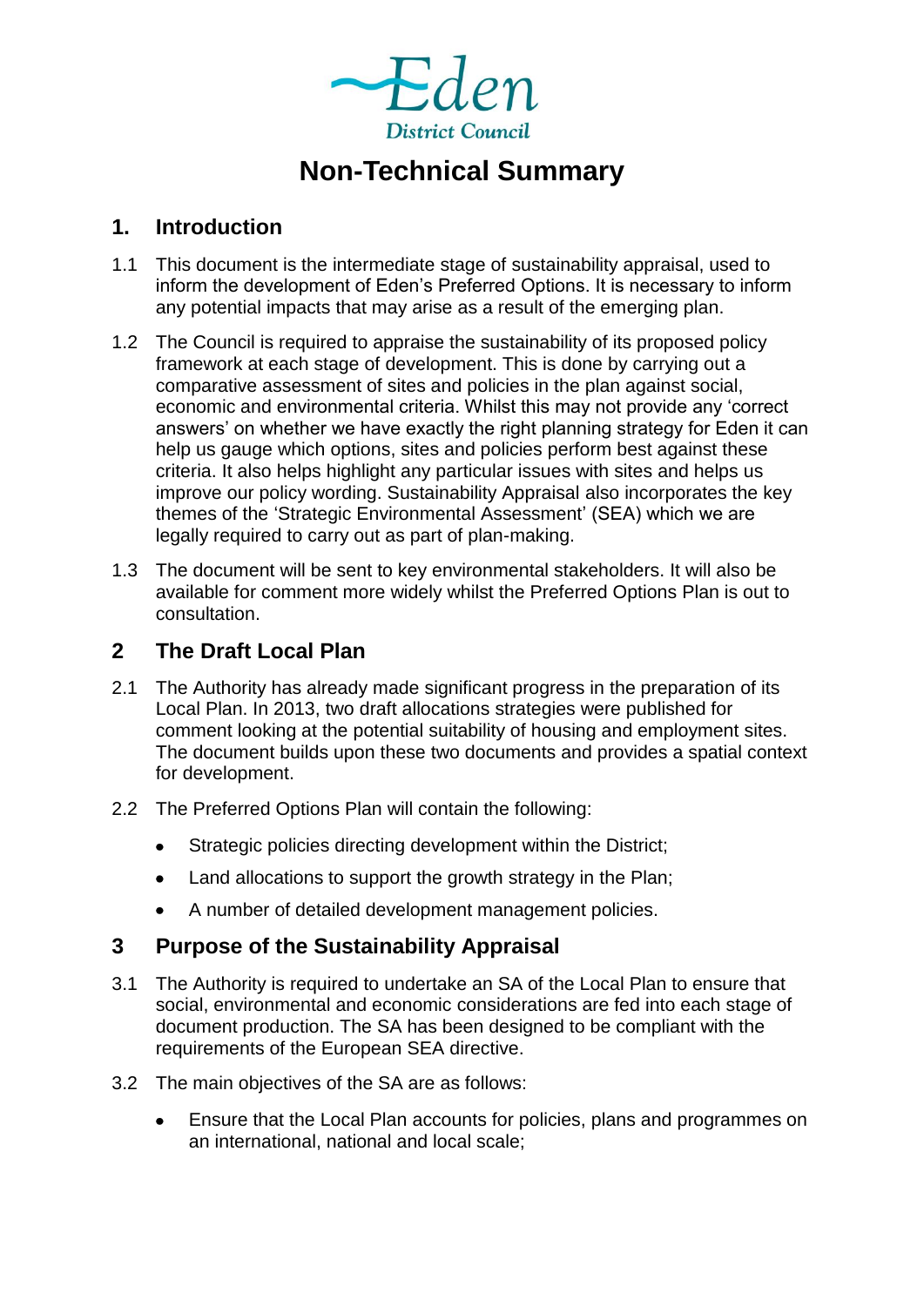Eden District Council

# Non-Technical Summary

## 1. Introduction

1.1 This document is the intermediate stage of sustainability appraisal, used to inform the development of Eden's Preferred Options. It is necessary to inform any potential impacts that may arise as a result of the emerging plan.

1.2 The Council is required to appraise the sustainability of its proposed policy framework at each stage of development. This is done by carrying out a comparative assessment of sites and policies in the plan against social, economic and environmental criteria. Whilst this may not provide any 'correct answers' on whether we have exactly the right planning strategy for Eden it can help us gauge which options, sites and policies perform best against these criteria. It also helps highlight any particular issues with sites and helps us improve our policy wording. Sustainability Appraisal also incorporates the key themes of the 'Strategic Environmental Assessment' (SEA) which we are legally required to carry out as part of plan-making.

1.3 The document will be sent to key environmental stakeholders. It will also be available for comment more widely whilst the Preferred Options Plan is out to consultation.

## 2 The Draft Local Plan

2.1 The Authority has already made significant progress in the preparation of its Local Plan. In 2013, two draft allocations strategies were published for comment looking at the potential suitability of housing and employment sites. The document builds upon these two documents and provides a spatial context for development.

2.2 The Preferred Options Plan will contain the following:

- Strategic policies directing development within the District;
- Land allocations to support the growth strategy in the Plan;
- A number of detailed development management policies.

## 3 Purpose of the Sustainability Appraisal

3.1 The Authority is required to undertake an SA of the Local Plan to ensure that social, environmental and economic considerations are fed into each stage of document production. The SA has been designed to be compliant with the requirements of the European SEA directive.

3.2 The main objectives of the SA are as follows:

- Ensure that the Local Plan accounts for policies, plans and programmes on an international, national and local scale;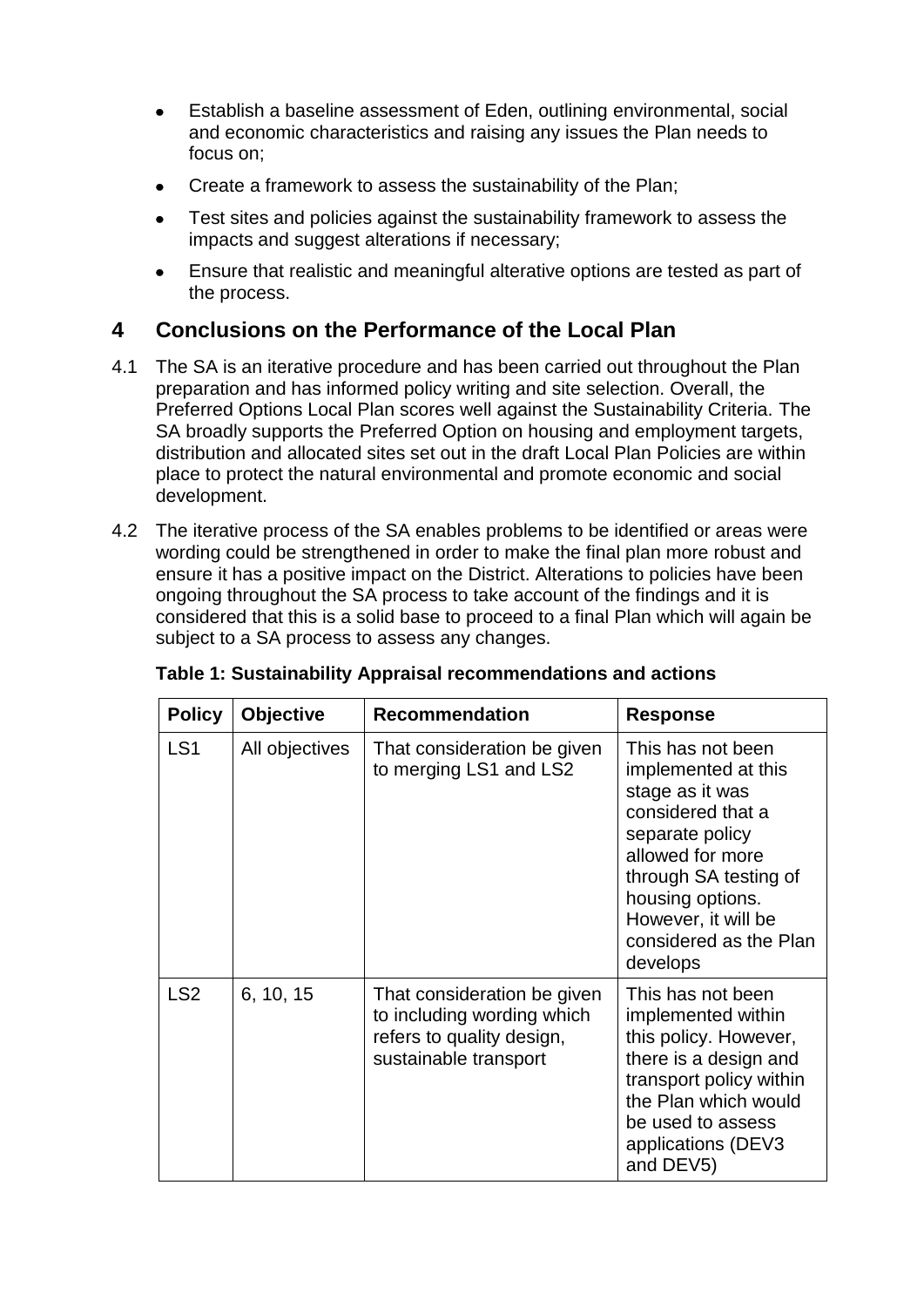- Establish a baseline assessment of Eden, outlining environmental, social and economic characteristics and raising any issues the Plan needs to focus on;
- Create a framework to assess the sustainability of the Plan;
- Test sites and policies against the sustainability framework to assess the impacts and suggest alterations if necessary;
- Ensure that realistic and meaningful alterative options are tested as part of the process.

## 4 Conclusions on the Performance of the Local Plan

4.1 The SA is an iterative procedure and has been carried out throughout the Plan preparation and has informed policy writing and site selection. Overall, the Preferred Options Local Plan scores well against the Sustainability Criteria. The SA broadly supports the Preferred Option on housing and employment targets, distribution and allocated sites set out in the draft Local Plan Policies are within place to protect the natural environmental and promote economic and social development.

4.2 The iterative process of the SA enables problems to be identified or areas were wording could be strengthened in order to make the final plan more robust and ensure it has a positive impact on the District. Alterations to policies have been ongoing throughout the SA process to take account of the findings and it is considered that this is a solid base to proceed to a final Plan which will again be subject to a SA process to assess any changes.

**Table 1: Sustainability Appraisal recommendations and actions**

| Policy | Objective | Recommendation | Response |
|---|---|---|---|
| LS1 | All objectives | That consideration be given to merging LS1 and LS2 | This has not been implemented at this stage as it was considered that a separate policy allowed for more through SA testing of housing options. However, it will be considered as the Plan develops |
| LS2 | 6, 10, 15 | That consideration be given to including wording which refers to quality design, sustainable transport | This has not been implemented within this policy. However, there is a design and transport policy within the Plan which would be used to assess applications (DEV3 and DEV5) |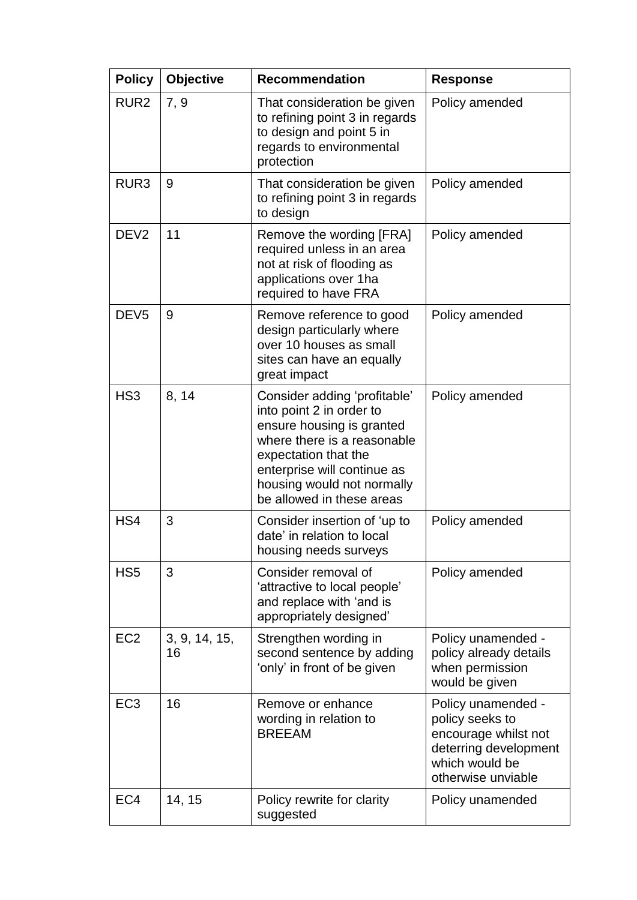| Policy | Objective | Recommendation | Response |
|---|---|---|---|
| RUR2 | 7, 9 | That consideration be given to refining point 3 in regards to design and point 5 in regards to environmental protection | Policy amended |
| RUR3 | 9 | That consideration be given to refining point 3 in regards to design | Policy amended |
| DEV2 | 11 | Remove the wording [FRA] required unless in an area not at risk of flooding as applications over 1ha required to have FRA | Policy amended |
| DEV5 | 9 | Remove reference to good design particularly where over 10 houses as small sites can have an equally great impact | Policy amended |
| HS3 | 8, 14 | Consider adding 'profitable' into point 2 in order to ensure housing is granted where there is a reasonable expectation that the enterprise will continue as housing would not normally be allowed in these areas | Policy amended |
| HS4 | 3 | Consider insertion of 'up to date' in relation to local housing needs surveys | Policy amended |
| HS5 | 3 | Consider removal of 'attractive to local people' and replace with 'and is appropriately designed' | Policy amended |
| EC2 | 3, 9, 14, 15, 16 | Strengthen wording in second sentence by adding 'only' in front of be given | Policy unamended - policy already details when permission would be given |
| EC3 | 16 | Remove or enhance wording in relation to BREEAM | Policy unamended - policy seeks to encourage whilst not deterring development which would be otherwise unviable |
| EC4 | 14, 15 | Policy rewrite for clarity suggested | Policy unamended |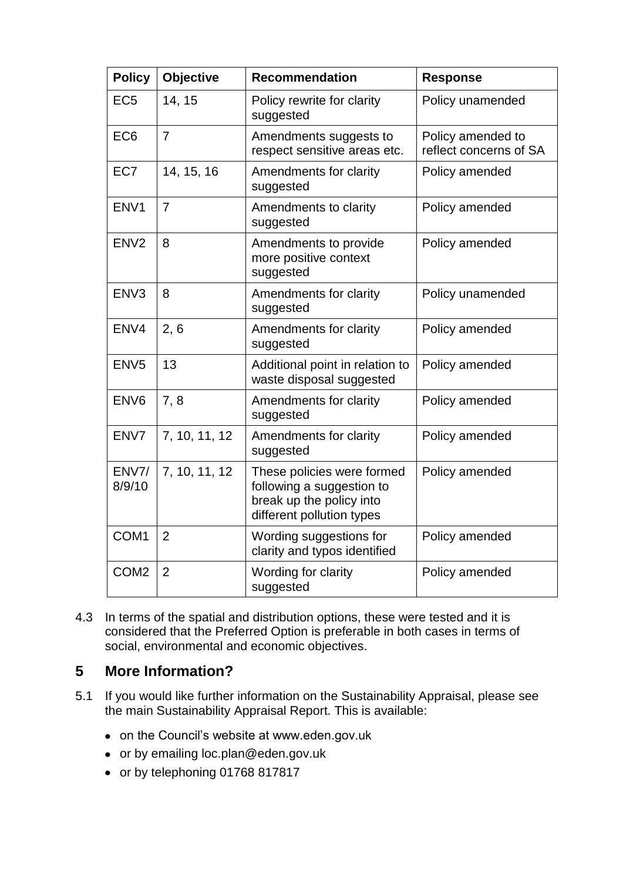| Policy | Objective | Recommendation | Response |
|---|---|---|---|
| EC5 | 14, 15 | Policy rewrite for clarity suggested | Policy unamended |
| EC6 | 7 | Amendments suggests to respect sensitive areas etc. | Policy amended to reflect concerns of SA |
| EC7 | 14, 15, 16 | Amendments for clarity suggested | Policy amended |
| ENV1 | 7 | Amendments to clarity suggested | Policy amended |
| ENV2 | 8 | Amendments to provide more positive context suggested | Policy amended |
| ENV3 | 8 | Amendments for clarity suggested | Policy unamended |
| ENV4 | 2, 6 | Amendments for clarity suggested | Policy amended |
| ENV5 | 13 | Additional point in relation to waste disposal suggested | Policy amended |
| ENV6 | 7, 8 | Amendments for clarity suggested | Policy amended |
| ENV7 | 7, 10, 11, 12 | Amendments for clarity suggested | Policy amended |
| ENV7/ 8/9/10 | 7, 10, 11, 12 | These policies were formed following a suggestion to break up the policy into different pollution types | Policy amended |
| COM1 | 2 | Wording suggestions for clarity and typos identified | Policy amended |
| COM2 | 2 | Wording for clarity suggested | Policy amended |

4.3 In terms of the spatial and distribution options, these were tested and it is considered that the Preferred Option is preferable in both cases in terms of social, environmental and economic objectives.

## 5 More Information?

5.1 If you would like further information on the Sustainability Appraisal, please see the main Sustainability Appraisal Report. This is available:

- on the Council's website at www.eden.gov.uk
- or by emailing loc.plan@eden.gov.uk
- or by telephoning 01768 817817